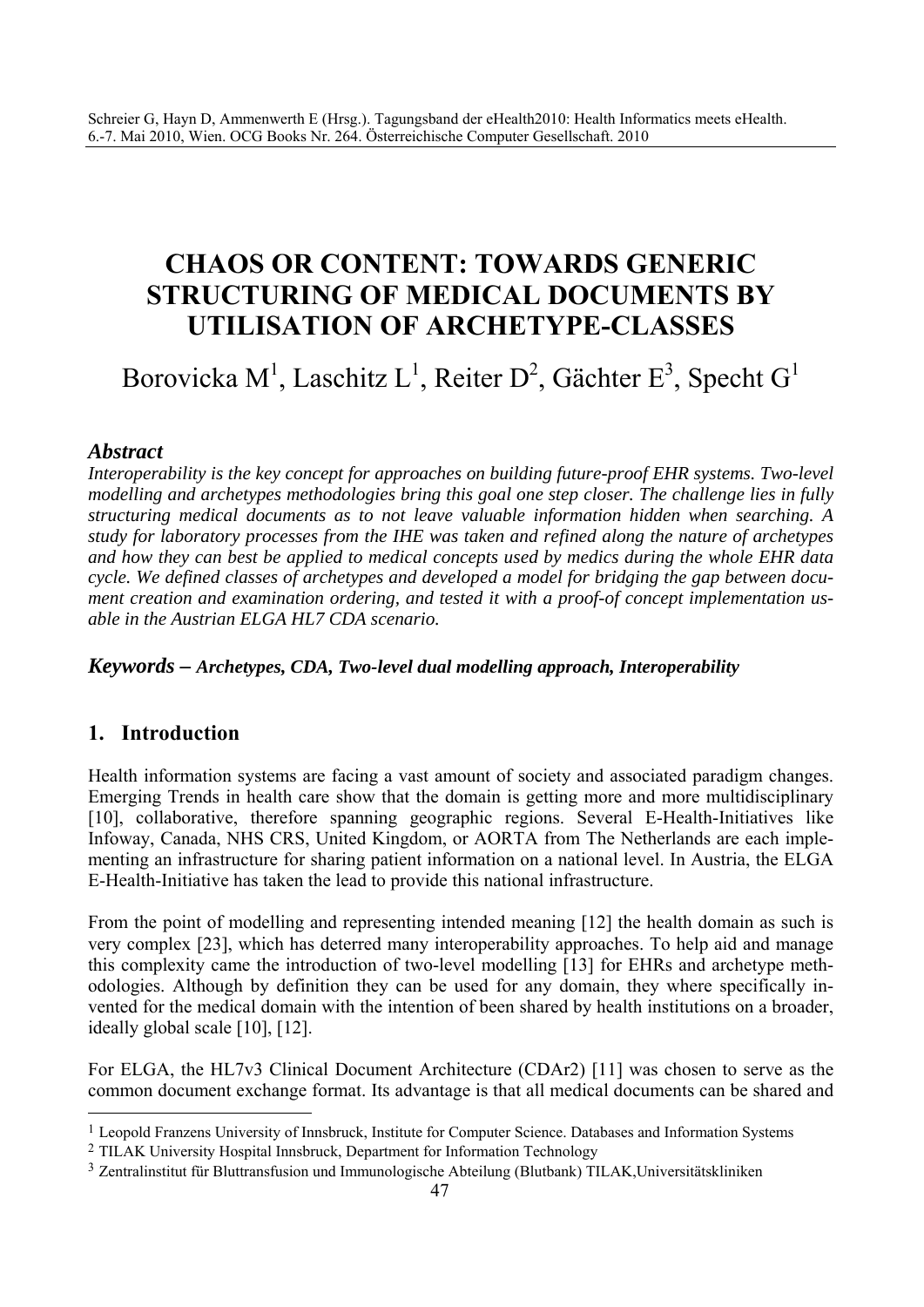# CHAOS OR CONTENT: TOWARDS GENERIC STRUCTURING OF MEDICAL DOCUMENTS BY UTILISATION OF ARCHETYPE-CLASSES

Borovicka M[1], Laschitz L[1], Reiter D[2], Gächter E[3], Specht G[1]

### *Abstract*

*Interoperability is the key concept for approaches on building future-proof EHR systems. Two-level modelling and archetypes methodologies bring this goal one step closer. The challenge lies in fully structuring medical documents as to not leave valuable information hidden when searching. A study for laboratory processes from the IHE was taken and refined along the nature of archetypes and how they can best be applied to medical concepts used by medics during the whole EHR data cycle. We defined classes of archetypes and developed a model for bridging the gap between document creation and examination ordering, and tested it with a proof-of concept implementation usable in the Austrian ELGA HL7 CDA scenario.*

***Keywords – Archetypes, CDA, Two-level dual modelling approach, Interoperability***

## 1. Introduction

Health information systems are facing a vast amount of society and associated paradigm changes. Emerging Trends in health care show that the domain is getting more and more multidisciplinary [10], collaborative, therefore spanning geographic regions. Several E-Health-Initiatives like Infoway, Canada, NHS CRS, United Kingdom, or AORTA from The Netherlands are each implementing an infrastructure for sharing patient information on a national level. In Austria, the ELGA E-Health-Initiative has taken the lead to provide this national infrastructure.

From the point of modelling and representing intended meaning [12] the health domain as such is very complex [23], which has deterred many interoperability approaches. To help aid and manage this complexity came the introduction of two-level modelling [13] for EHRs and archetype methodologies. Although by definition they can be used for any domain, they where specifically invented for the medical domain with the intention of been shared by health institutions on a broader, ideally global scale [10], [12].

For ELGA, the HL7v3 Clinical Document Architecture (CDAr2) [11] was chosen to serve as the common document exchange format. Its advantage is that all medical documents can be shared and

---

[1] Leopold Franzens University of Innsbruck, Institute for Computer Science. Databases and Information Systems

[2] TILAK University Hospital Innsbruck, Department for Information Technology

[3] Zentralinstitut für Bluttransfusion und Immunologische Abteilung (Blutbank) TILAK,Universitätskliniken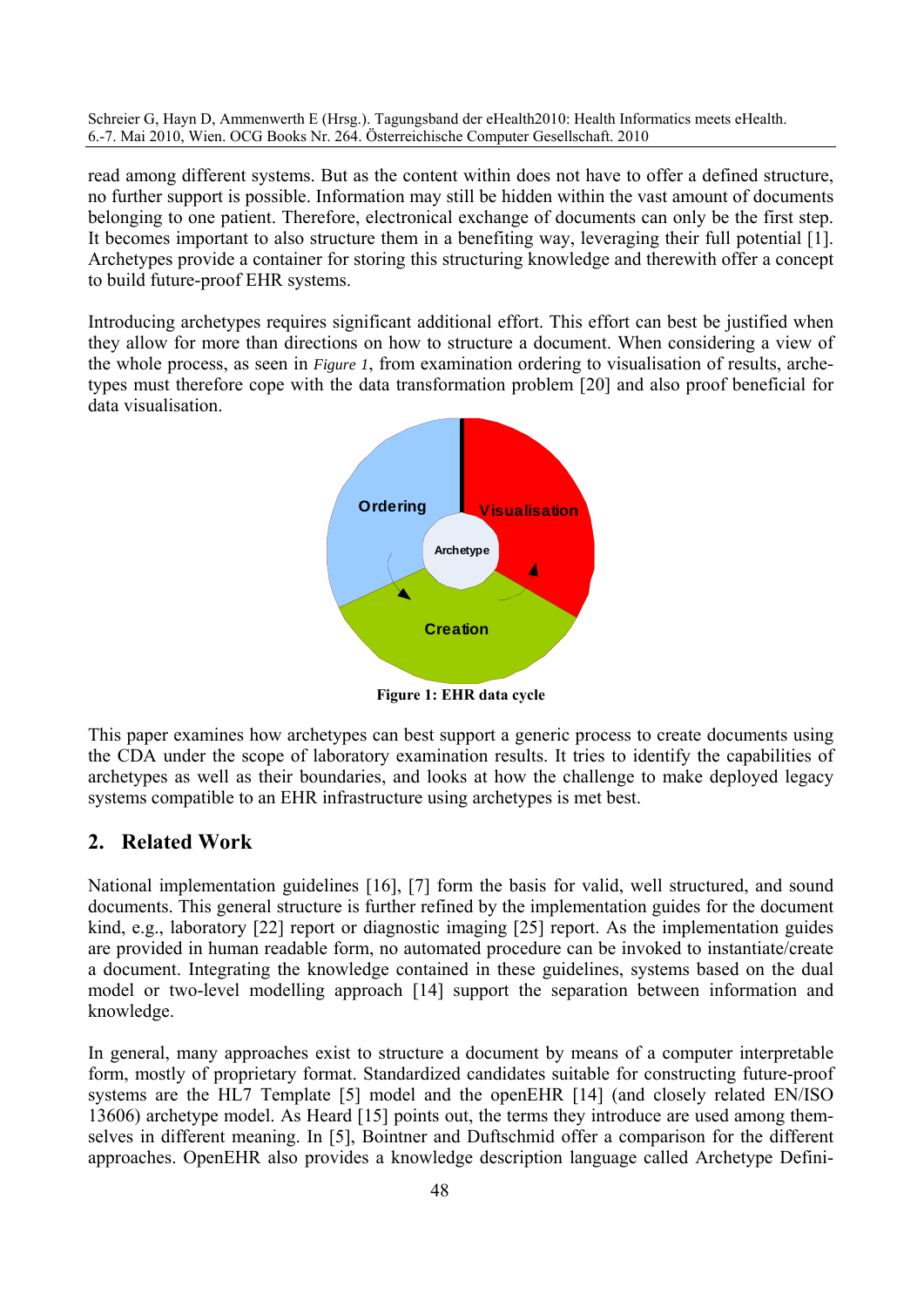read among different systems. But as the content within does not have to offer a defined structure, no further support is possible. Information may still be hidden within the vast amount of documents belonging to one patient. Therefore, electronical exchange of documents can only be the first step. It becomes important to also structure them in a benefiting way, leveraging their full potential [1]. Archetypes provide a container for storing this structuring knowledge and therewith offer a concept to build future-proof EHR systems.

Introducing archetypes requires significant additional effort. This effort can best be justified when they allow for more than directions on how to structure a document. When considering a view of the whole process, as seen in *Figure 1*, from examination ordering to visualisation of results, archetypes must therefore cope with the data transformation problem [20] and also proof beneficial for data visualisation.

**Figure 1: EHR data cycle**

This paper examines how archetypes can best support a generic process to create documents using the CDA under the scope of laboratory examination results. It tries to identify the capabilities of archetypes as well as their boundaries, and looks at how the challenge to make deployed legacy systems compatible to an EHR infrastructure using archetypes is met best.

## 2. Related Work

National implementation guidelines [16], [7] form the basis for valid, well structured, and sound documents. This general structure is further refined by the implementation guides for the document kind, e.g., laboratory [22] report or diagnostic imaging [25] report. As the implementation guides are provided in human readable form, no automated procedure can be invoked to instantiate/create a document. Integrating the knowledge contained in these guidelines, systems based on the dual model or two-level modelling approach [14] support the separation between information and knowledge.

In general, many approaches exist to structure a document by means of a computer interpretable form, mostly of proprietary format. Standardized candidates suitable for constructing future-proof systems are the HL7 Template [5] model and the openEHR [14] (and closely related EN/ISO 13606) archetype model. As Heard [15] points out, the terms they introduce are used among themselves in different meaning. In [5], Bointner and Duftschmid offer a comparison for the different approaches. OpenEHR also provides a knowledge description language called Archetype Defini-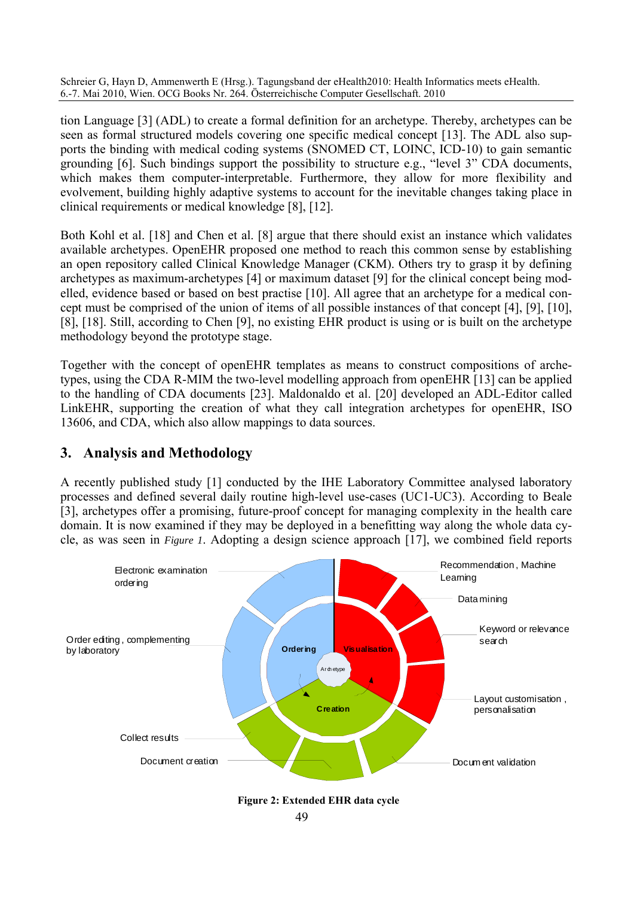tion Language [3] (ADL) to create a formal definition for an archetype. Thereby, archetypes can be seen as formal structured models covering one specific medical concept [13]. The ADL also supports the binding with medical coding systems (SNOMED CT, LOINC, ICD-10) to gain semantic grounding [6]. Such bindings support the possibility to structure e.g., "level 3" CDA documents, which makes them computer-interpretable. Furthermore, they allow for more flexibility and evolvement, building highly adaptive systems to account for the inevitable changes taking place in clinical requirements or medical knowledge [8], [12].

Both Kohl et al. [18] and Chen et al. [8] argue that there should exist an instance which validates available archetypes. OpenEHR proposed one method to reach this common sense by establishing an open repository called Clinical Knowledge Manager (CKM). Others try to grasp it by defining archetypes as maximum-archetypes [4] or maximum dataset [9] for the clinical concept being modelled, evidence based or based on best practise [10]. All agree that an archetype for a medical concept must be comprised of the union of items of all possible instances of that concept [4], [9], [10], [8], [18]. Still, according to Chen [9], no existing EHR product is using or is built on the archetype methodology beyond the prototype stage.

Together with the concept of openEHR templates as means to construct compositions of archetypes, using the CDA R-MIM the two-level modelling approach from openEHR [13] can be applied to the handling of CDA documents [23]. Maldonaldo et al. [20] developed an ADL-Editor called LinkEHR, supporting the creation of what they call integration archetypes for openEHR, ISO 13606, and CDA, which also allow mappings to data sources.

## 3. Analysis and Methodology

A recently published study [1] conducted by the IHE Laboratory Committee analysed laboratory processes and defined several daily routine high-level use-cases (UC1-UC3). According to Beale [3], archetypes offer a promising, future-proof concept for managing complexity in the health care domain. It is now examined if they may be deployed in a benefitting way along the whole data cycle, as was seen in *Figure 1*. Adopting a design science approach [17], we combined field reports

Electronic examination ordering

Order editing, complementing by laboratory

Collect results

Document creation

Recommendation, Machine Learning

Data mining

Keyword or relevance search

Layout customisation, personalisation

Document validation

Ordering

Visualisation

Archetype

Creation

**Figure 2: Extended EHR data cycle**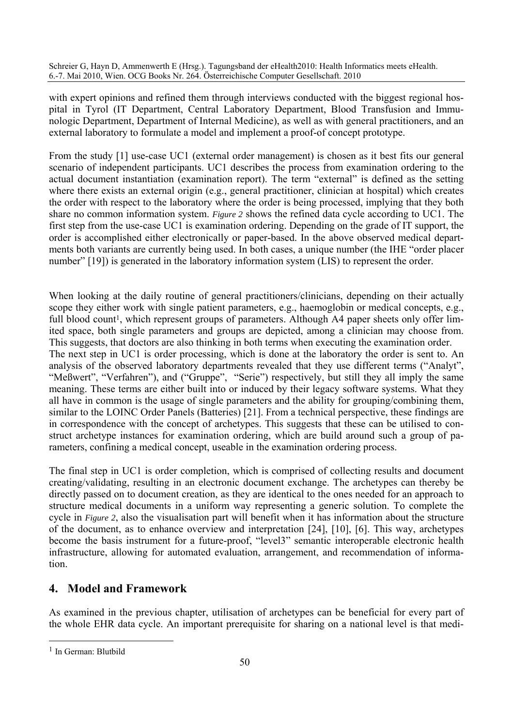with expert opinions and refined them through interviews conducted with the biggest regional hospital in Tyrol (IT Department, Central Laboratory Department, Blood Transfusion and Immunologic Department, Department of Internal Medicine), as well as with general practitioners, and an external laboratory to formulate a model and implement a proof-of concept prototype.

From the study [1] use-case UC1 (external order management) is chosen as it best fits our general scenario of independent participants. UC1 describes the process from examination ordering to the actual document instantiation (examination report). The term "external" is defined as the setting where there exists an external origin (e.g., general practitioner, clinician at hospital) which creates the order with respect to the laboratory where the order is being processed, implying that they both share no common information system. *Figure 2* shows the refined data cycle according to UC1. The first step from the use-case UC1 is examination ordering. Depending on the grade of IT support, the order is accomplished either electronically or paper-based. In the above observed medical departments both variants are currently being used. In both cases, a unique number (the IHE "order placer number" [19]) is generated in the laboratory information system (LIS) to represent the order.

When looking at the daily routine of general practitioners/clinicians, depending on their actually scope they either work with single patient parameters, e.g., haemoglobin or medical concepts, e.g., full blood count[1], which represent groups of parameters. Although A4 paper sheets only offer limited space, both single parameters and groups are depicted, among a clinician may choose from. This suggests, that doctors are also thinking in both terms when executing the examination order.
The next step in UC1 is order processing, which is done at the laboratory the order is sent to. An analysis of the observed laboratory departments revealed that they use different terms ("Analyt", "Meßwert", "Verfahren"), and ("Gruppe", "Serie") respectively, but still they all imply the same meaning. These terms are either built into or induced by their legacy software systems. What they all have in common is the usage of single parameters and the ability for grouping/combining them, similar to the LOINC Order Panels (Batteries) [21]. From a technical perspective, these findings are in correspondence with the concept of archetypes. This suggests that these can be utilised to construct archetype instances for examination ordering, which are build around such a group of parameters, confining a medical concept, useable in the examination ordering process.

The final step in UC1 is order completion, which is comprised of collecting results and document creating/validating, resulting in an electronic document exchange. The archetypes can thereby be directly passed on to document creation, as they are identical to the ones needed for an approach to structure medical documents in a uniform way representing a generic solution. To complete the cycle in *Figure 2*, also the visualisation part will benefit when it has information about the structure of the document, as to enhance overview and interpretation [24], [10], [6]. This way, archetypes become the basis instrument for a future-proof, "level3" semantic interoperable electronic health infrastructure, allowing for automated evaluation, arrangement, and recommendation of information.

## 4. Model and Framework

As examined in the previous chapter, utilisation of archetypes can be beneficial for every part of the whole EHR data cycle. An important prerequisite for sharing on a national level is that medi-

[1] In German: Blutbild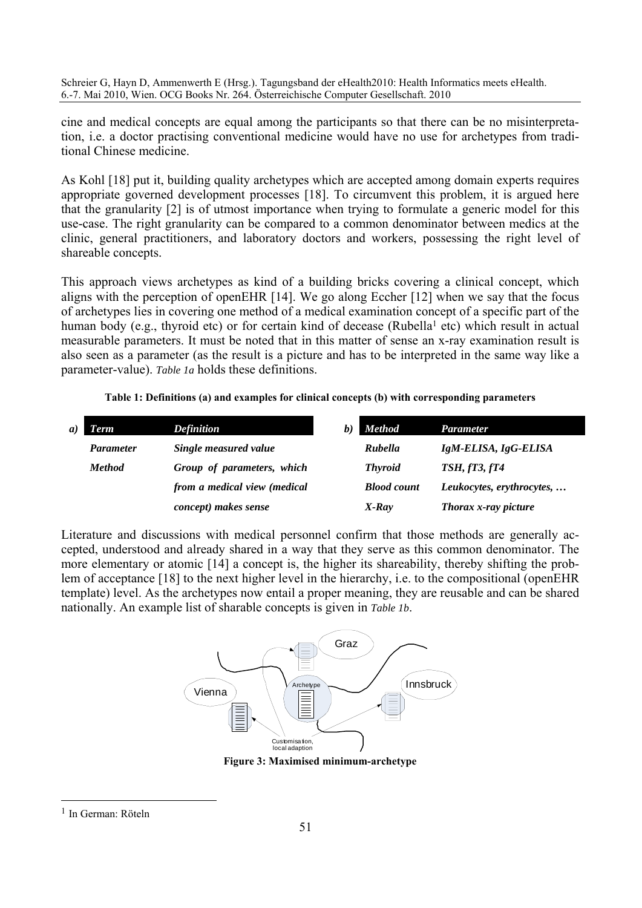cine and medical concepts are equal among the participants so that there can be no misinterpretation, i.e. a doctor practising conventional medicine would have no use for archetypes from traditional Chinese medicine.

As Kohl [18] put it, building quality archetypes which are accepted among domain experts requires appropriate governed development processes [18]. To circumvent this problem, it is argued here that the granularity [2] is of utmost importance when trying to formulate a generic model for this use-case. The right granularity can be compared to a common denominator between medics at the clinic, general practitioners, and laboratory doctors and workers, possessing the right level of shareable concepts.

This approach views archetypes as kind of a building bricks covering a clinical concept, which aligns with the perception of openEHR [14]. We go along Eccher [12] when we say that the focus of archetypes lies in covering one method of a medical examination concept of a specific part of the human body (e.g., thyroid etc) or for certain kind of decease (Rubella[1] etc) which result in actual measurable parameters. It must be noted that in this matter of sense an x-ray examination result is also seen as a parameter (as the result is a picture and has to be interpreted in the same way like a parameter-value). *Table 1a* holds these definitions.

**Table 1: Definitions (a) and examples for clinical concepts (b) with corresponding parameters**

a)

| Term | Definition |
|---|---|
| ***Parameter*** | ***Single measured value*** |
| ***Method*** | ***Group of parameters, which from a medical view (medical concept) makes sense*** |

b)

| Method | Parameter |
|---|---|
| ***Rubella*** | ***IgM-ELISA, IgG-ELISA*** |
| ***Thyroid*** | ***TSH, fT3, fT4*** |
| ***Blood count*** | ***Leukocytes, erythrocytes, …*** |
| ***X-Ray*** | ***Thorax x-ray picture*** |

Literature and discussions with medical personnel confirm that those methods are generally accepted, understood and already shared in a way that they serve as this common denominator. The more elementary or atomic [14] a concept is, the higher its shareability, thereby shifting the problem of acceptance [18] to the next higher level in the hierarchy, i.e. to the compositional (openEHR template) level. As the archetypes now entail a proper meaning, they are reusable and can be shared nationally. An example list of sharable concepts is given in *Table 1b*.

Graz

Vienna

Archetype

Innsbruck

Customisation, local adaption

**Figure 3: Maximised minimum-archetype**

[1] In German: Röteln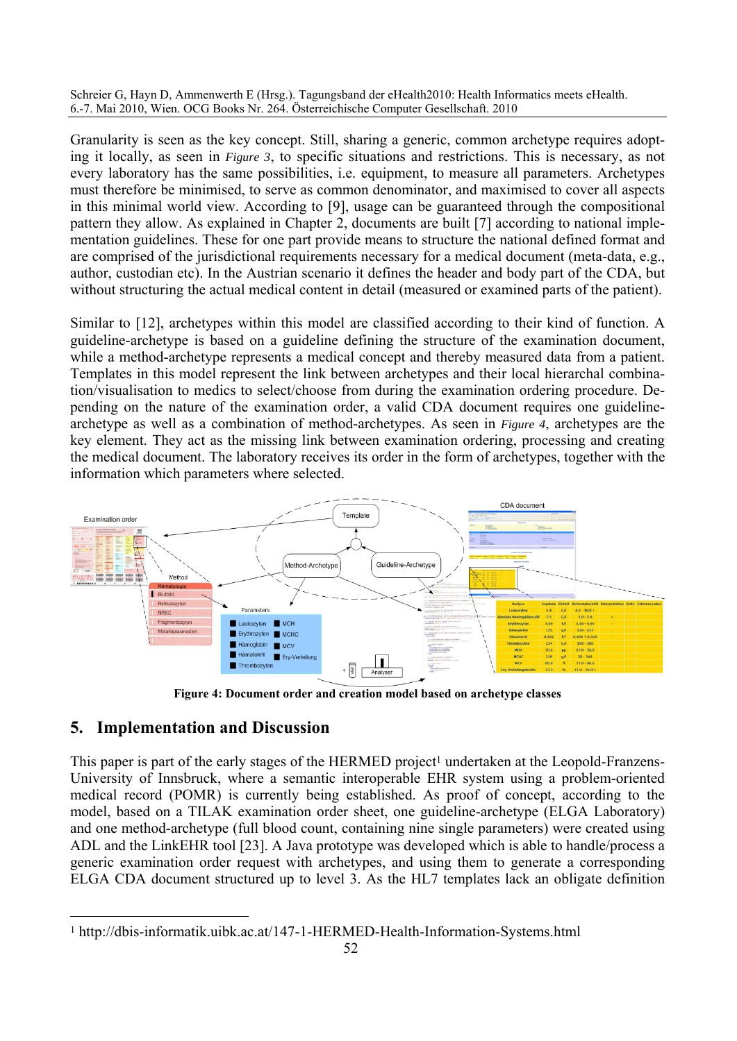Granularity is seen as the key concept. Still, sharing a generic, common archetype requires adopting it locally, as seen in *Figure 3*, to specific situations and restrictions. This is necessary, as not every laboratory has the same possibilities, i.e. equipment, to measure all parameters. Archetypes must therefore be minimised, to serve as common denominator, and maximised to cover all aspects in this minimal world view. According to [9], usage can be guaranteed through the compositional pattern they allow. As explained in Chapter 2, documents are built [7] according to national implementation guidelines. These for one part provide means to structure the national defined format and are comprised of the jurisdictional requirements necessary for a medical document (meta-data, e.g., author, custodian etc). In the Austrian scenario it defines the header and body part of the CDA, but without structuring the actual medical content in detail (measured or examined parts of the patient).

Similar to [12], archetypes within this model are classified according to their kind of function. A guideline-archetype is based on a guideline defining the structure of the examination document, while a method-archetype represents a medical concept and thereby measured data from a patient. Templates in this model represent the link between archetypes and their local hierarchal combination/visualisation to medics to select/choose from during the examination ordering procedure. Depending on the nature of the examination order, a valid CDA document requires one guideline-archetype as well as a combination of method-archetypes. As seen in *Figure 4*, archetypes are the key element. They act as the missing link between examination ordering, processing and creating the medical document. The laboratory receives its order in the form of archetypes, together with the information which parameters where selected.

**Figure 4: Document order and creation model based on archetype classes**

## 5. Implementation and Discussion

This paper is part of the early stages of the HERMED project[1] undertaken at the Leopold-Franzens-University of Innsbruck, where a semantic interoperable EHR system using a problem-oriented medical record (POMR) is currently being established. As proof of concept, according to the model, based on a TILAK examination order sheet, one guideline-archetype (ELGA Laboratory) and one method-archetype (full blood count, containing nine single parameters) were created using ADL and the LinkEHR tool [23]. A Java prototype was developed which is able to handle/process a generic examination order request with archetypes, and using them to generate a corresponding ELGA CDA document structured up to level 3. As the HL7 templates lack an obligate definition

[1] http://dbis-informatik.uibk.ac.at/147-1-HERMED-Health-Information-Systems.html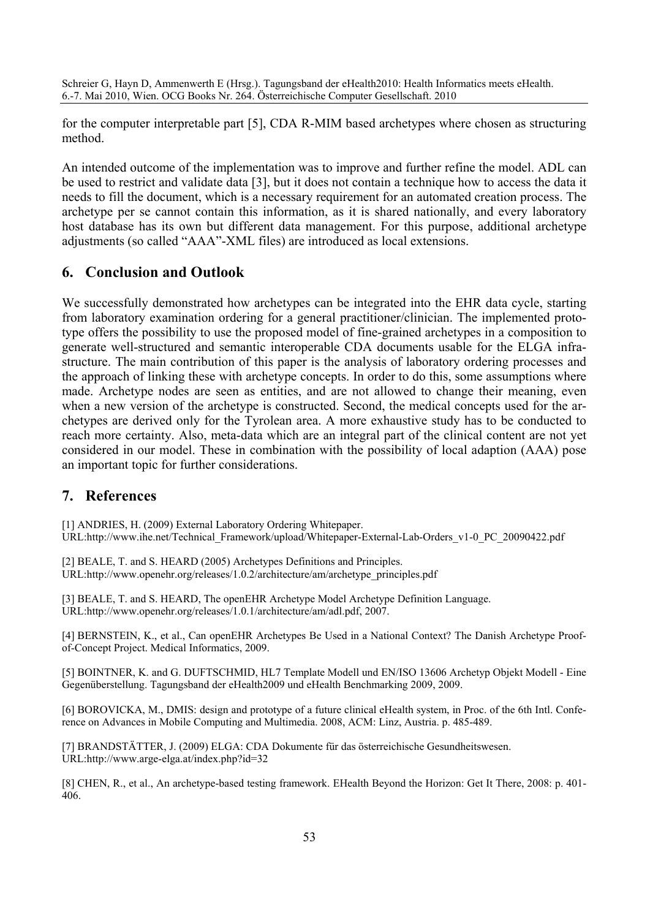for the computer interpretable part [5], CDA R-MIM based archetypes where chosen as structuring method.

An intended outcome of the implementation was to improve and further refine the model. ADL can be used to restrict and validate data [3], but it does not contain a technique how to access the data it needs to fill the document, which is a necessary requirement for an automated creation process. The archetype per se cannot contain this information, as it is shared nationally, and every laboratory host database has its own but different data management. For this purpose, additional archetype adjustments (so called "AAA"-XML files) are introduced as local extensions.

## 6. Conclusion and Outlook

We successfully demonstrated how archetypes can be integrated into the EHR data cycle, starting from laboratory examination ordering for a general practitioner/clinician. The implemented prototype offers the possibility to use the proposed model of fine-grained archetypes in a composition to generate well-structured and semantic interoperable CDA documents usable for the ELGA infrastructure. The main contribution of this paper is the analysis of laboratory ordering processes and the approach of linking these with archetype concepts. In order to do this, some assumptions where made. Archetype nodes are seen as entities, and are not allowed to change their meaning, even when a new version of the archetype is constructed. Second, the medical concepts used for the archetypes are derived only for the Tyrolean area. A more exhaustive study has to be conducted to reach more certainty. Also, meta-data which are an integral part of the clinical content are not yet considered in our model. These in combination with the possibility of local adaption (AAA) pose an important topic for further considerations.

## 7. References

[1] ANDRIES, H. (2009) External Laboratory Ordering Whitepaper. URL:http://www.ihe.net/Technical_Framework/upload/Whitepaper-External-Lab-Orders_v1-0_PC_20090422.pdf

[2] BEALE, T. and S. HEARD (2005) Archetypes Definitions and Principles. URL:http://www.openehr.org/releases/1.0.2/architecture/am/archetype_principles.pdf

[3] BEALE, T. and S. HEARD, The openEHR Archetype Model Archetype Definition Language. URL:http://www.openehr.org/releases/1.0.1/architecture/am/adl.pdf, 2007.

[4] BERNSTEIN, K., et al., Can openEHR Archetypes Be Used in a National Context? The Danish Archetype Proof-of-Concept Project. Medical Informatics, 2009.

[5] BOINTNER, K. and G. DUFTSCHMID, HL7 Template Modell und EN/ISO 13606 Archetyp Objekt Modell - Eine Gegenüberstellung. Tagungsband der eHealth2009 und eHealth Benchmarking 2009, 2009.

[6] BOROVICKA, M., DMIS: design and prototype of a future clinical eHealth system, in Proc. of the 6th Intl. Conference on Advances in Mobile Computing and Multimedia. 2008, ACM: Linz, Austria. p. 485-489.

[7] BRANDSTÄTTER, J. (2009) ELGA: CDA Dokumente für das österreichische Gesundheitswesen. URL:http://www.arge-elga.at/index.php?id=32

[8] CHEN, R., et al., An archetype-based testing framework. EHealth Beyond the Horizon: Get It There, 2008: p. 401-406.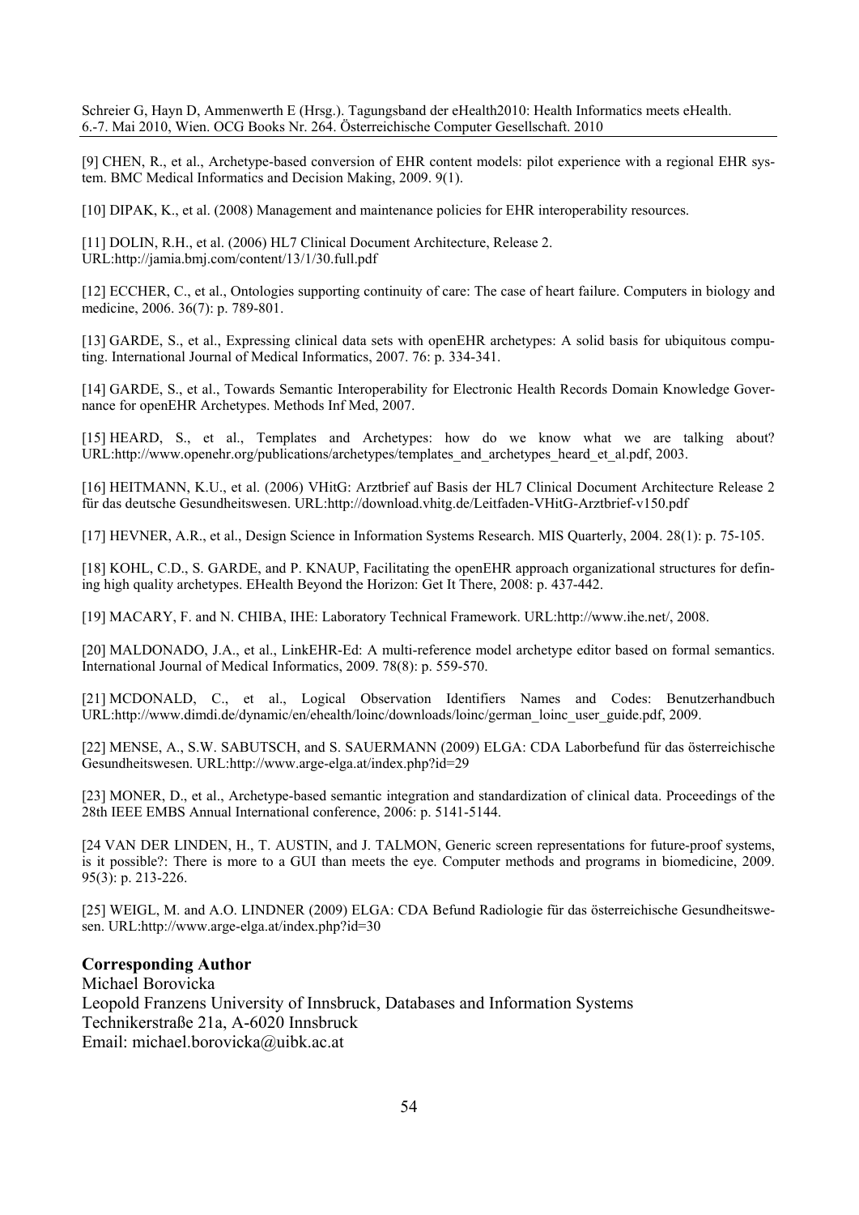[9] CHEN, R., et al., Archetype-based conversion of EHR content models: pilot experience with a regional EHR system. BMC Medical Informatics and Decision Making, 2009. 9(1).

[10] DIPAK, K., et al. (2008) Management and maintenance policies for EHR interoperability resources.

[11] DOLIN, R.H., et al. (2006) HL7 Clinical Document Architecture, Release 2. URL:http://jamia.bmj.com/content/13/1/30.full.pdf

[12] ECCHER, C., et al., Ontologies supporting continuity of care: The case of heart failure. Computers in biology and medicine, 2006. 36(7): p. 789-801.

[13] GARDE, S., et al., Expressing clinical data sets with openEHR archetypes: A solid basis for ubiquitous computing. International Journal of Medical Informatics, 2007. 76: p. 334-341.

[14] GARDE, S., et al., Towards Semantic Interoperability for Electronic Health Records Domain Knowledge Governance for openEHR Archetypes. Methods Inf Med, 2007.

[15] HEARD, S., et al., Templates and Archetypes: how do we know what we are talking about? URL:http://www.openehr.org/publications/archetypes/templates_and_archetypes_heard_et_al.pdf, 2003.

[16] HEITMANN, K.U., et al. (2006) VHitG: Arztbrief auf Basis der HL7 Clinical Document Architecture Release 2 für das deutsche Gesundheitswesen. URL:http://download.vhitg.de/Leitfaden-VHitG-Arztbrief-v150.pdf

[17] HEVNER, A.R., et al., Design Science in Information Systems Research. MIS Quarterly, 2004. 28(1): p. 75-105.

[18] KOHL, C.D., S. GARDE, and P. KNAUP, Facilitating the openEHR approach organizational structures for defining high quality archetypes. EHealth Beyond the Horizon: Get It There, 2008: p. 437-442.

[19] MACARY, F. and N. CHIBA, IHE: Laboratory Technical Framework. URL:http://www.ihe.net/, 2008.

[20] MALDONADO, J.A., et al., LinkEHR-Ed: A multi-reference model archetype editor based on formal semantics. International Journal of Medical Informatics, 2009. 78(8): p. 559-570.

[21] MCDONALD, C., et al., Logical Observation Identifiers Names and Codes: Benutzerhandbuch URL:http://www.dimdi.de/dynamic/en/ehealth/loinc/downloads/loinc/german_loinc_user_guide.pdf, 2009.

[22] MENSE, A., S.W. SABUTSCH, and S. SAUERMANN (2009) ELGA: CDA Laborbefund für das österreichische Gesundheitswesen. URL:http://www.arge-elga.at/index.php?id=29

[23] MONER, D., et al., Archetype-based semantic integration and standardization of clinical data. Proceedings of the 28th IEEE EMBS Annual International conference, 2006: p. 5141-5144.

[24 VAN DER LINDEN, H., T. AUSTIN, and J. TALMON, Generic screen representations for future-proof systems, is it possible?: There is more to a GUI than meets the eye. Computer methods and programs in biomedicine, 2009. 95(3): p. 213-226.

[25] WEIGL, M. and A.O. LINDNER (2009) ELGA: CDA Befund Radiologie für das österreichische Gesundheitswesen. URL:http://www.arge-elga.at/index.php?id=30

## Corresponding Author

Michael Borovicka
Leopold Franzens University of Innsbruck, Databases and Information Systems
Technikerstraße 21a, A-6020 Innsbruck
Email: michael.borovicka@uibk.ac.at